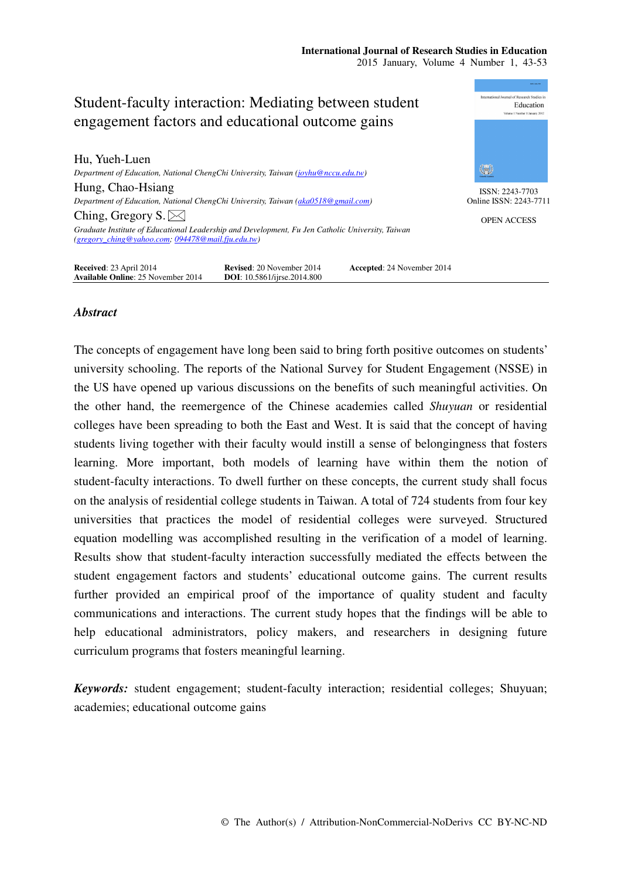# Student-faculty interaction: Mediating between student engagement factors and educational outcome gains

**Hu, Yueh-Luen**
*Department of Education, National ChengChi University, Taiwan (joyhu@nccu.edu.tw)*

**Hung, Chao-Hsiang**
*Department of Education, National ChengChi University, Taiwan (aka0518@gmail.com)*

**Ching, Gregory S.**
*Graduate Institute of Educational Leadership and Development, Fu Jen Catholic University, Taiwan (gregory_ching@yahoo.com; 094478@mail.fju.edu.tw)*

ISSN: 2243-7703
Online ISSN: 2243-7711

OPEN ACCESS

**Received**: 23 April 2014 **Revised**: 20 November 2014 **Accepted**: 24 November 2014
**Available Online**: 25 November 2014 **DOI**: 10.5861/ijrse.2014.800

## *Abstract*

The concepts of engagement have long been said to bring forth positive outcomes on students' university schooling. The reports of the National Survey for Student Engagement (NSSE) in the US have opened up various discussions on the benefits of such meaningful activities. On the other hand, the reemergence of the Chinese academies called *Shuyuan* or residential colleges have been spreading to both the East and West. It is said that the concept of having students living together with their faculty would instill a sense of belongingness that fosters learning. More important, both models of learning have within them the notion of student-faculty interactions. To dwell further on these concepts, the current study shall focus on the analysis of residential college students in Taiwan. A total of 724 students from four key universities that practices the model of residential colleges were surveyed. Structured equation modelling was accomplished resulting in the verification of a model of learning. Results show that student-faculty interaction successfully mediated the effects between the student engagement factors and students' educational outcome gains. The current results further provided an empirical proof of the importance of quality student and faculty communications and interactions. The current study hopes that the findings will be able to help educational administrators, policy makers, and researchers in designing future curriculum programs that fosters meaningful learning.

***Keywords:*** student engagement; student-faculty interaction; residential colleges; Shuyuan; academies; educational outcome gains

© The Author(s) / Attribution-NonCommercial-NoDerivs CC BY-NC-ND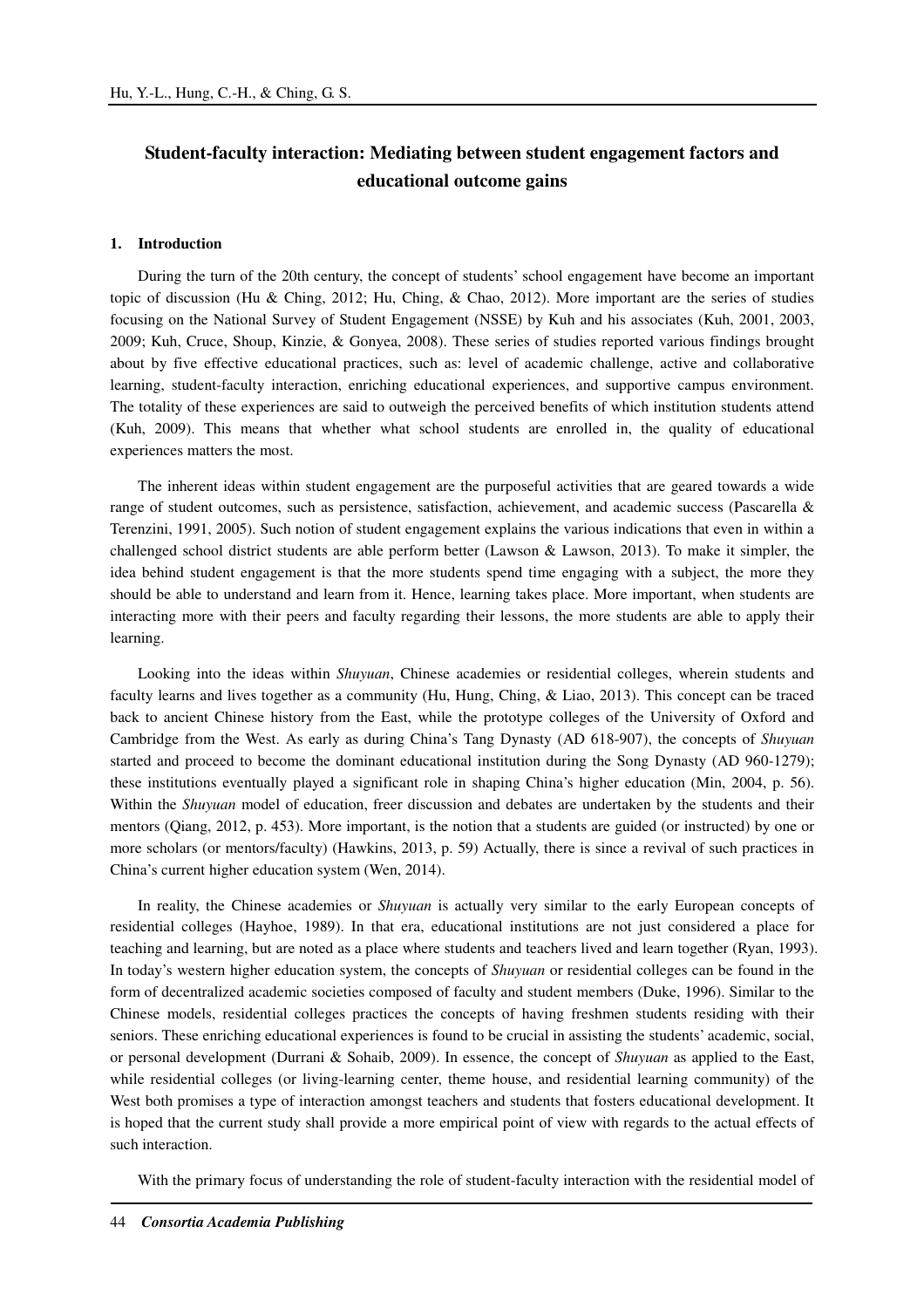# Student-faculty interaction: Mediating between student engagement factors and educational outcome gains

## 1. Introduction

During the turn of the 20th century, the concept of students' school engagement have become an important topic of discussion (Hu & Ching, 2012; Hu, Ching, & Chao, 2012). More important are the series of studies focusing on the National Survey of Student Engagement (NSSE) by Kuh and his associates (Kuh, 2001, 2003, 2009; Kuh, Cruce, Shoup, Kinzie, & Gonyea, 2008). These series of studies reported various findings brought about by five effective educational practices, such as: level of academic challenge, active and collaborative learning, student-faculty interaction, enriching educational experiences, and supportive campus environment. The totality of these experiences are said to outweigh the perceived benefits of which institution students attend (Kuh, 2009). This means that whether what school students are enrolled in, the quality of educational experiences matters the most.

The inherent ideas within student engagement are the purposeful activities that are geared towards a wide range of student outcomes, such as persistence, satisfaction, achievement, and academic success (Pascarella & Terenzini, 1991, 2005). Such notion of student engagement explains the various indications that even in within a challenged school district students are able perform better (Lawson & Lawson, 2013). To make it simpler, the idea behind student engagement is that the more students spend time engaging with a subject, the more they should be able to understand and learn from it. Hence, learning takes place. More important, when students are interacting more with their peers and faculty regarding their lessons, the more students are able to apply their learning.

Looking into the ideas within *Shuyuan*, Chinese academies or residential colleges, wherein students and faculty learns and lives together as a community (Hu, Hung, Ching, & Liao, 2013). This concept can be traced back to ancient Chinese history from the East, while the prototype colleges of the University of Oxford and Cambridge from the West. As early as during China's Tang Dynasty (AD 618-907), the concepts of *Shuyuan* started and proceed to become the dominant educational institution during the Song Dynasty (AD 960-1279); these institutions eventually played a significant role in shaping China's higher education (Min, 2004, p. 56). Within the *Shuyuan* model of education, freer discussion and debates are undertaken by the students and their mentors (Qiang, 2012, p. 453). More important, is the notion that a students are guided (or instructed) by one or more scholars (or mentors/faculty) (Hawkins, 2013, p. 59) Actually, there is since a revival of such practices in China's current higher education system (Wen, 2014).

In reality, the Chinese academies or *Shuyuan* is actually very similar to the early European concepts of residential colleges (Hayhoe, 1989). In that era, educational institutions are not just considered a place for teaching and learning, but are noted as a place where students and teachers lived and learn together (Ryan, 1993). In today's western higher education system, the concepts of *Shuyuan* or residential colleges can be found in the form of decentralized academic societies composed of faculty and student members (Duke, 1996). Similar to the Chinese models, residential colleges practices the concepts of having freshmen students residing with their seniors. These enriching educational experiences is found to be crucial in assisting the students' academic, social, or personal development (Durrani & Sohaib, 2009). In essence, the concept of *Shuyuan* as applied to the East, while residential colleges (or living-learning center, theme house, and residential learning community) of the West both promises a type of interaction amongst teachers and students that fosters educational development. It is hoped that the current study shall provide a more empirical point of view with regards to the actual effects of such interaction.

With the primary focus of understanding the role of student-faculty interaction with the residential model of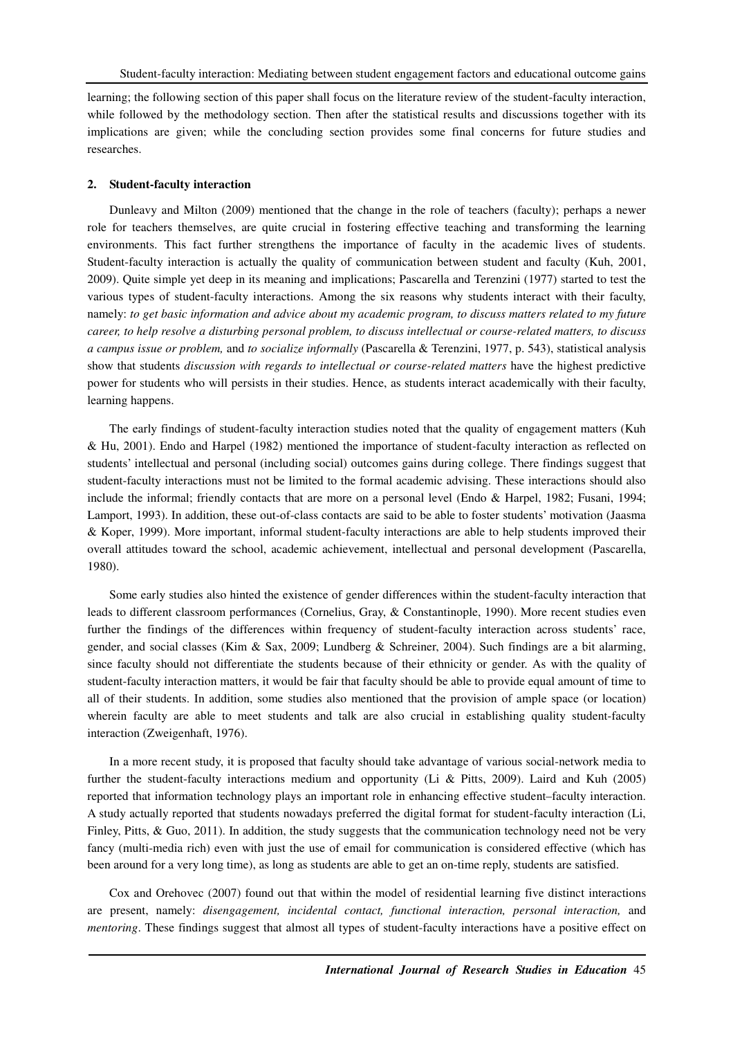learning; the following section of this paper shall focus on the literature review of the student-faculty interaction, while followed by the methodology section. Then after the statistical results and discussions together with its implications are given; while the concluding section provides some final concerns for future studies and researches.

## 2. Student-faculty interaction

Dunleavy and Milton (2009) mentioned that the change in the role of teachers (faculty); perhaps a newer role for teachers themselves, are quite crucial in fostering effective teaching and transforming the learning environments. This fact further strengthens the importance of faculty in the academic lives of students. Student-faculty interaction is actually the quality of communication between student and faculty (Kuh, 2001, 2009). Quite simple yet deep in its meaning and implications; Pascarella and Terenzini (1977) started to test the various types of student-faculty interactions. Among the six reasons why students interact with their faculty, namely: *to get basic information and advice about my academic program, to discuss matters related to my future career, to help resolve a disturbing personal problem, to discuss intellectual or course-related matters, to discuss a campus issue or problem,* and *to socialize informally* (Pascarella & Terenzini, 1977, p. 543), statistical analysis show that students *discussion with regards to intellectual or course-related matters* have the highest predictive power for students who will persists in their studies. Hence, as students interact academically with their faculty, learning happens.

The early findings of student-faculty interaction studies noted that the quality of engagement matters (Kuh & Hu, 2001). Endo and Harpel (1982) mentioned the importance of student-faculty interaction as reflected on students' intellectual and personal (including social) outcomes gains during college. There findings suggest that student-faculty interactions must not be limited to the formal academic advising. These interactions should also include the informal; friendly contacts that are more on a personal level (Endo & Harpel, 1982; Fusani, 1994; Lamport, 1993). In addition, these out-of-class contacts are said to be able to foster students' motivation (Jaasma & Koper, 1999). More important, informal student-faculty interactions are able to help students improved their overall attitudes toward the school, academic achievement, intellectual and personal development (Pascarella, 1980).

Some early studies also hinted the existence of gender differences within the student-faculty interaction that leads to different classroom performances (Cornelius, Gray, & Constantinople, 1990). More recent studies even further the findings of the differences within frequency of student-faculty interaction across students' race, gender, and social classes (Kim & Sax, 2009; Lundberg & Schreiner, 2004). Such findings are a bit alarming, since faculty should not differentiate the students because of their ethnicity or gender. As with the quality of student-faculty interaction matters, it would be fair that faculty should be able to provide equal amount of time to all of their students. In addition, some studies also mentioned that the provision of ample space (or location) wherein faculty are able to meet students and talk are also crucial in establishing quality student-faculty interaction (Zweigenhaft, 1976).

In a more recent study, it is proposed that faculty should take advantage of various social-network media to further the student-faculty interactions medium and opportunity (Li & Pitts, 2009). Laird and Kuh (2005) reported that information technology plays an important role in enhancing effective student–faculty interaction. A study actually reported that students nowadays preferred the digital format for student-faculty interaction (Li, Finley, Pitts, & Guo, 2011). In addition, the study suggests that the communication technology need not be very fancy (multi-media rich) even with just the use of email for communication is considered effective (which has been around for a very long time), as long as students are able to get an on-time reply, students are satisfied.

Cox and Orehovec (2007) found out that within the model of residential learning five distinct interactions are present, namely: *disengagement, incidental contact, functional interaction, personal interaction,* and *mentoring*. These findings suggest that almost all types of student-faculty interactions have a positive effect on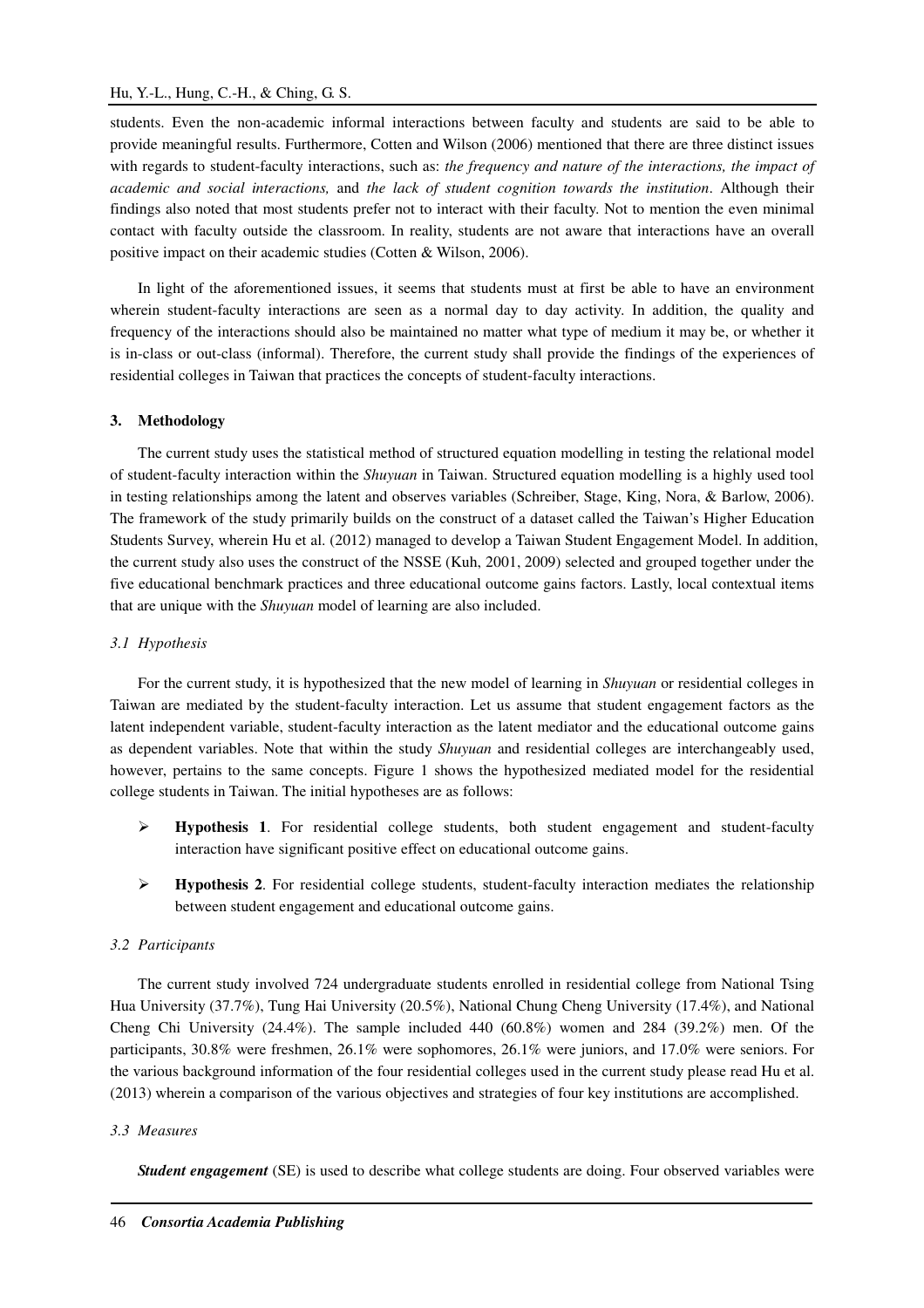students. Even the non-academic informal interactions between faculty and students are said to be able to provide meaningful results. Furthermore, Cotten and Wilson (2006) mentioned that there are three distinct issues with regards to student-faculty interactions, such as: *the frequency and nature of the interactions, the impact of academic and social interactions,* and *the lack of student cognition towards the institution*. Although their findings also noted that most students prefer not to interact with their faculty. Not to mention the even minimal contact with faculty outside the classroom. In reality, students are not aware that interactions have an overall positive impact on their academic studies (Cotten & Wilson, 2006).

In light of the aforementioned issues, it seems that students must at first be able to have an environment wherein student-faculty interactions are seen as a normal day to day activity. In addition, the quality and frequency of the interactions should also be maintained no matter what type of medium it may be, or whether it is in-class or out-class (informal). Therefore, the current study shall provide the findings of the experiences of residential colleges in Taiwan that practices the concepts of student-faculty interactions.

## 3. Methodology

The current study uses the statistical method of structured equation modelling in testing the relational model of student-faculty interaction within the *Shuyuan* in Taiwan. Structured equation modelling is a highly used tool in testing relationships among the latent and observes variables (Schreiber, Stage, King, Nora, & Barlow, 2006). The framework of the study primarily builds on the construct of a dataset called the Taiwan's Higher Education Students Survey, wherein Hu et al. (2012) managed to develop a Taiwan Student Engagement Model. In addition, the current study also uses the construct of the NSSE (Kuh, 2001, 2009) selected and grouped together under the five educational benchmark practices and three educational outcome gains factors. Lastly, local contextual items that are unique with the *Shuyuan* model of learning are also included.

### *3.1 Hypothesis*

For the current study, it is hypothesized that the new model of learning in *Shuyuan* or residential colleges in Taiwan are mediated by the student-faculty interaction. Let us assume that student engagement factors as the latent independent variable, student-faculty interaction as the latent mediator and the educational outcome gains as dependent variables. Note that within the study *Shuyuan* and residential colleges are interchangeably used, however, pertains to the same concepts. Figure 1 shows the hypothesized mediated model for the residential college students in Taiwan. The initial hypotheses are as follows:

- **Hypothesis 1**. For residential college students, both student engagement and student-faculty interaction have significant positive effect on educational outcome gains.
- **Hypothesis 2**. For residential college students, student-faculty interaction mediates the relationship between student engagement and educational outcome gains.

### *3.2 Participants*

The current study involved 724 undergraduate students enrolled in residential college from National Tsing Hua University (37.7%), Tung Hai University (20.5%), National Chung Cheng University (17.4%), and National Cheng Chi University (24.4%). The sample included 440 (60.8%) women and 284 (39.2%) men. Of the participants, 30.8% were freshmen, 26.1% were sophomores, 26.1% were juniors, and 17.0% were seniors. For the various background information of the four residential colleges used in the current study please read Hu et al. (2013) wherein a comparison of the various objectives and strategies of four key institutions are accomplished.

### *3.3 Measures*

***Student engagement*** (SE) is used to describe what college students are doing. Four observed variables were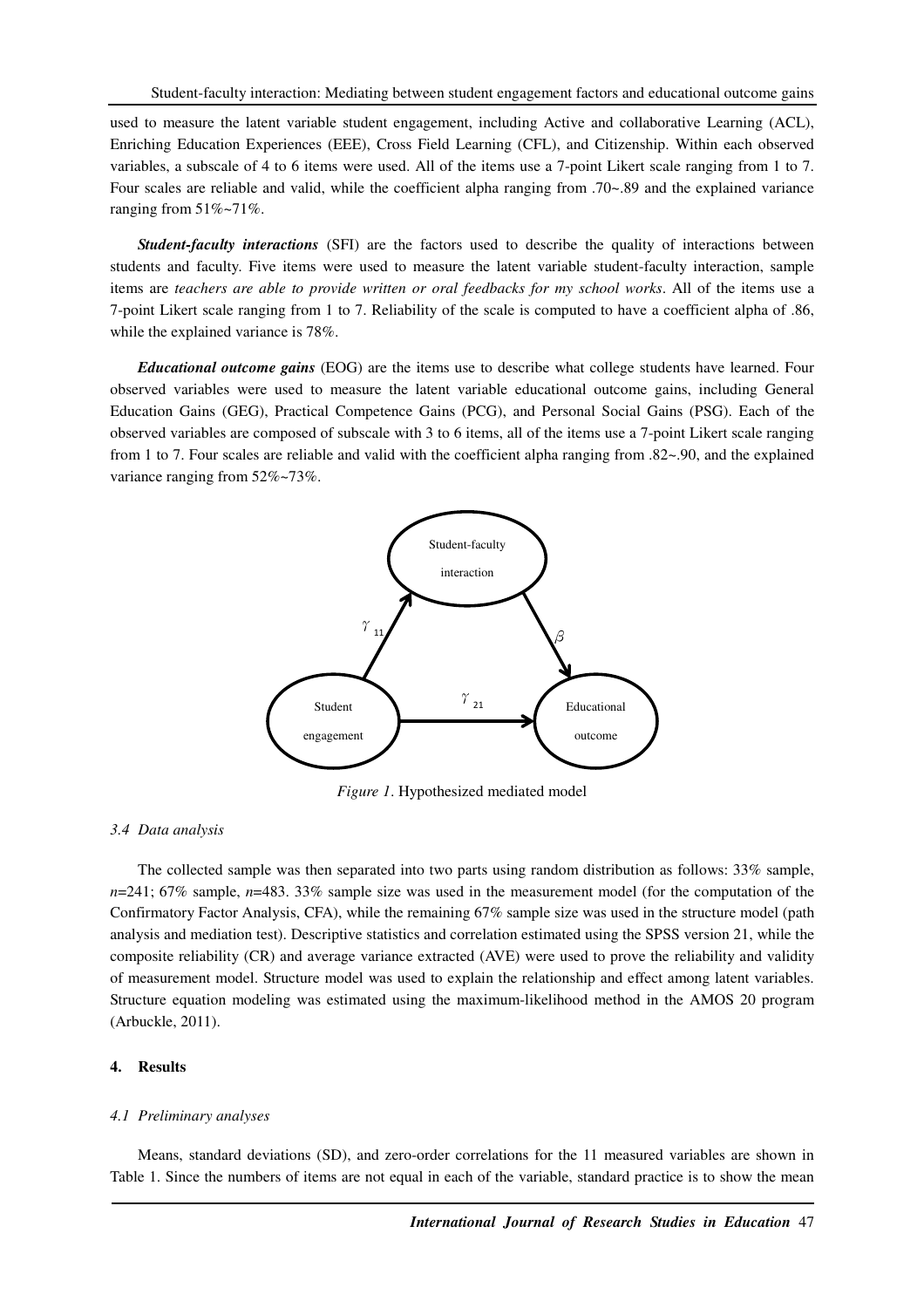used to measure the latent variable student engagement, including Active and collaborative Learning (ACL), Enriching Education Experiences (EEE), Cross Field Learning (CFL), and Citizenship. Within each observed variables, a subscale of 4 to 6 items were used. All of the items use a 7-point Likert scale ranging from 1 to 7. Four scales are reliable and valid, while the coefficient alpha ranging from .70~.89 and the explained variance ranging from 51%~71%.

***Student-faculty interactions*** (SFI) are the factors used to describe the quality of interactions between students and faculty. Five items were used to measure the latent variable student-faculty interaction, sample items are *teachers are able to provide written or oral feedbacks for my school works*. All of the items use a 7-point Likert scale ranging from 1 to 7. Reliability of the scale is computed to have a coefficient alpha of .86, while the explained variance is 78%.

***Educational outcome gains*** (EOG) are the items use to describe what college students have learned. Four observed variables were used to measure the latent variable educational outcome gains, including General Education Gains (GEG), Practical Competence Gains (PCG), and Personal Social Gains (PSG). Each of the observed variables are composed of subscale with 3 to 6 items, all of the items use a 7-point Likert scale ranging from 1 to 7. Four scales are reliable and valid with the coefficient alpha ranging from .82~.90, and the explained variance ranging from 52%~73%.

*Figure 1*. Hypothesized mediated model

### *3.4 Data analysis*

The collected sample was then separated into two parts using random distribution as follows: 33% sample, *n*=241; 67% sample, *n*=483. 33% sample size was used in the measurement model (for the computation of the Confirmatory Factor Analysis, CFA), while the remaining 67% sample size was used in the structure model (path analysis and mediation test). Descriptive statistics and correlation estimated using the SPSS version 21, while the composite reliability (CR) and average variance extracted (AVE) were used to prove the reliability and validity of measurement model. Structure model was used to explain the relationship and effect among latent variables. Structure equation modeling was estimated using the maximum-likelihood method in the AMOS 20 program (Arbuckle, 2011).

## 4. Results

### *4.1 Preliminary analyses*

Means, standard deviations (SD), and zero-order correlations for the 11 measured variables are shown in Table 1. Since the numbers of items are not equal in each of the variable, standard practice is to show the mean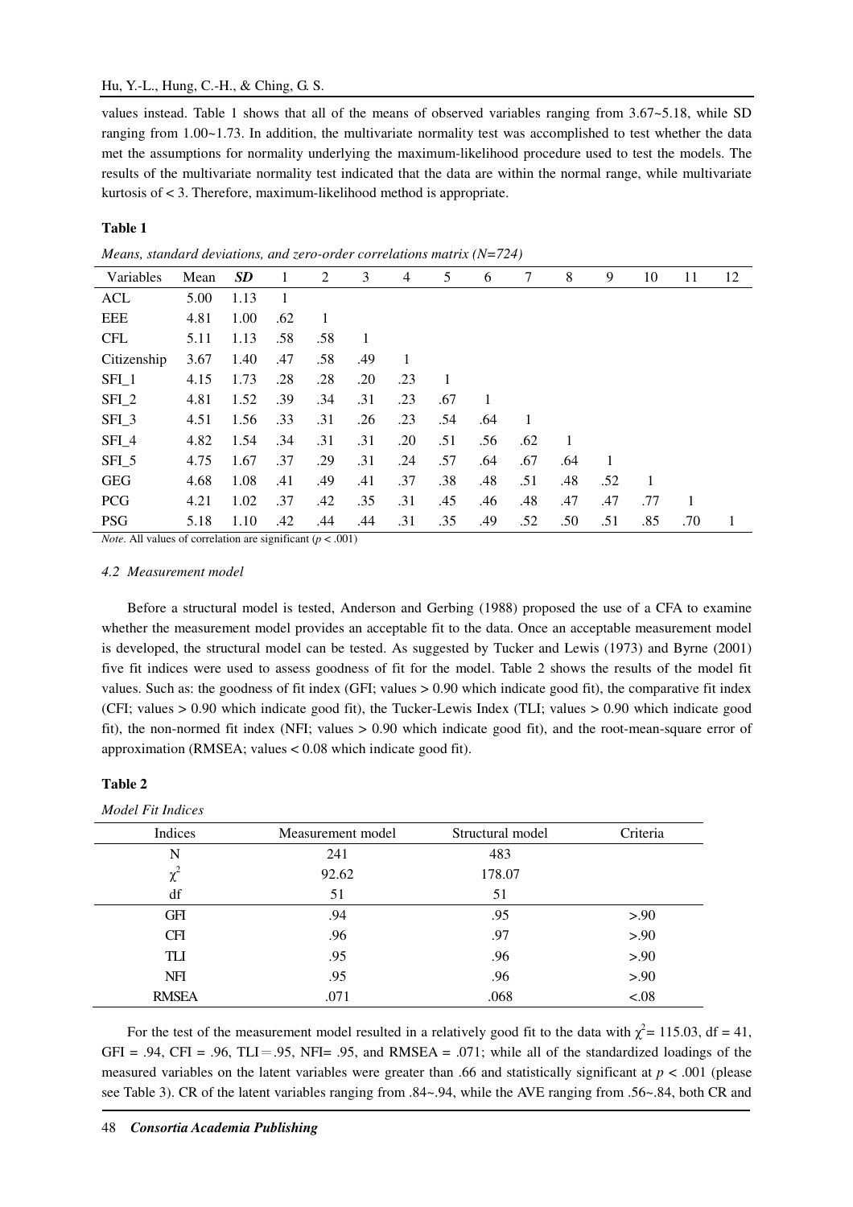values instead. Table 1 shows that all of the means of observed variables ranging from 3.67~5.18, while SD ranging from 1.00~1.73. In addition, the multivariate normality test was accomplished to test whether the data met the assumptions for normality underlying the maximum-likelihood procedure used to test the models. The results of the multivariate normality test indicated that the data are within the normal range, while multivariate kurtosis of < 3. Therefore, maximum-likelihood method is appropriate.

**Table 1**

*Means, standard deviations, and zero-order correlations matrix (N=724)*

| Variables | Mean | ***SD*** | 1 | 2 | 3 | 4 | 5 | 6 | 7 | 8 | 9 | 10 | 11 | 12 |
|---|---|---|---|---|---|---|---|---|---|---|---|---|---|---|
| ACL | 5.00 | 1.13 | 1 | | | | | | | | | | | |
| EEE | 4.81 | 1.00 | .62 | 1 | | | | | | | | | | |
| CFL | 5.11 | 1.13 | .58 | .58 | 1 | | | | | | | | | |
| Citizenship | 3.67 | 1.40 | .47 | .58 | .49 | 1 | | | | | | | | |
| SFI_1 | 4.15 | 1.73 | .28 | .28 | .20 | .23 | 1 | | | | | | | |
| SFI_2 | 4.81 | 1.52 | .39 | .34 | .31 | .23 | .67 | 1 | | | | | | |
| SFI_3 | 4.51 | 1.56 | .33 | .31 | .26 | .23 | .54 | .64 | 1 | | | | | |
| SFI_4 | 4.82 | 1.54 | .34 | .31 | .31 | .20 | .51 | .56 | .62 | 1 | | | | |
| SFI_5 | 4.75 | 1.67 | .37 | .29 | .31 | .24 | .57 | .64 | .67 | .64 | 1 | | | |
| GEG | 4.68 | 1.08 | .41 | .49 | .41 | .37 | .38 | .48 | .51 | .48 | .52 | 1 | | |
| PCG | 4.21 | 1.02 | .37 | .42 | .35 | .31 | .45 | .46 | .48 | .47 | .47 | .77 | 1 | |
| PSG | 5.18 | 1.10 | .42 | .44 | .44 | .31 | .35 | .49 | .52 | .50 | .51 | .85 | .70 | 1 |

*Note*. All values of correlation are significant ($p < .001$)

*4.2 Measurement model*

Before a structural model is tested, Anderson and Gerbing (1988) proposed the use of a CFA to examine whether the measurement model provides an acceptable fit to the data. Once an acceptable measurement model is developed, the structural model can be tested. As suggested by Tucker and Lewis (1973) and Byrne (2001) five fit indices were used to assess goodness of fit for the model. Table 2 shows the results of the model fit values. Such as: the goodness of fit index (GFI; values > 0.90 which indicate good fit), the comparative fit index (CFI; values > 0.90 which indicate good fit), the Tucker-Lewis Index (TLI; values > 0.90 which indicate good fit), the non-normed fit index (NFI; values > 0.90 which indicate good fit), and the root-mean-square error of approximation (RMSEA; values < 0.08 which indicate good fit).

**Table 2**

*Model Fit Indices*

| Indices | Measurement model | Structural model | Criteria |
|---|---|---|---|
| N | 241 | 483 | |
| $\chi^2$ | 92.62 | 178.07 | |
| df | 51 | 51 | |
| GFI | .94 | .95 | >.90 |
| CFI | .96 | .97 | >.90 |
| TLI | .95 | .96 | >.90 |
| NFI | .95 | .96 | >.90 |
| RMSEA | .071 | .068 | <.08 |

For the test of the measurement model resulted in a relatively good fit to the data with $\chi^2$= 115.03, df = 41, GFI = .94, CFI = .96, TLI = .95, NFI= .95, and RMSEA = .071; while all of the standardized loadings of the measured variables on the latent variables were greater than .66 and statistically significant at $p < .001$ (please see Table 3). CR of the latent variables ranging from .84~.94, while the AVE ranging from .56~.84, both CR and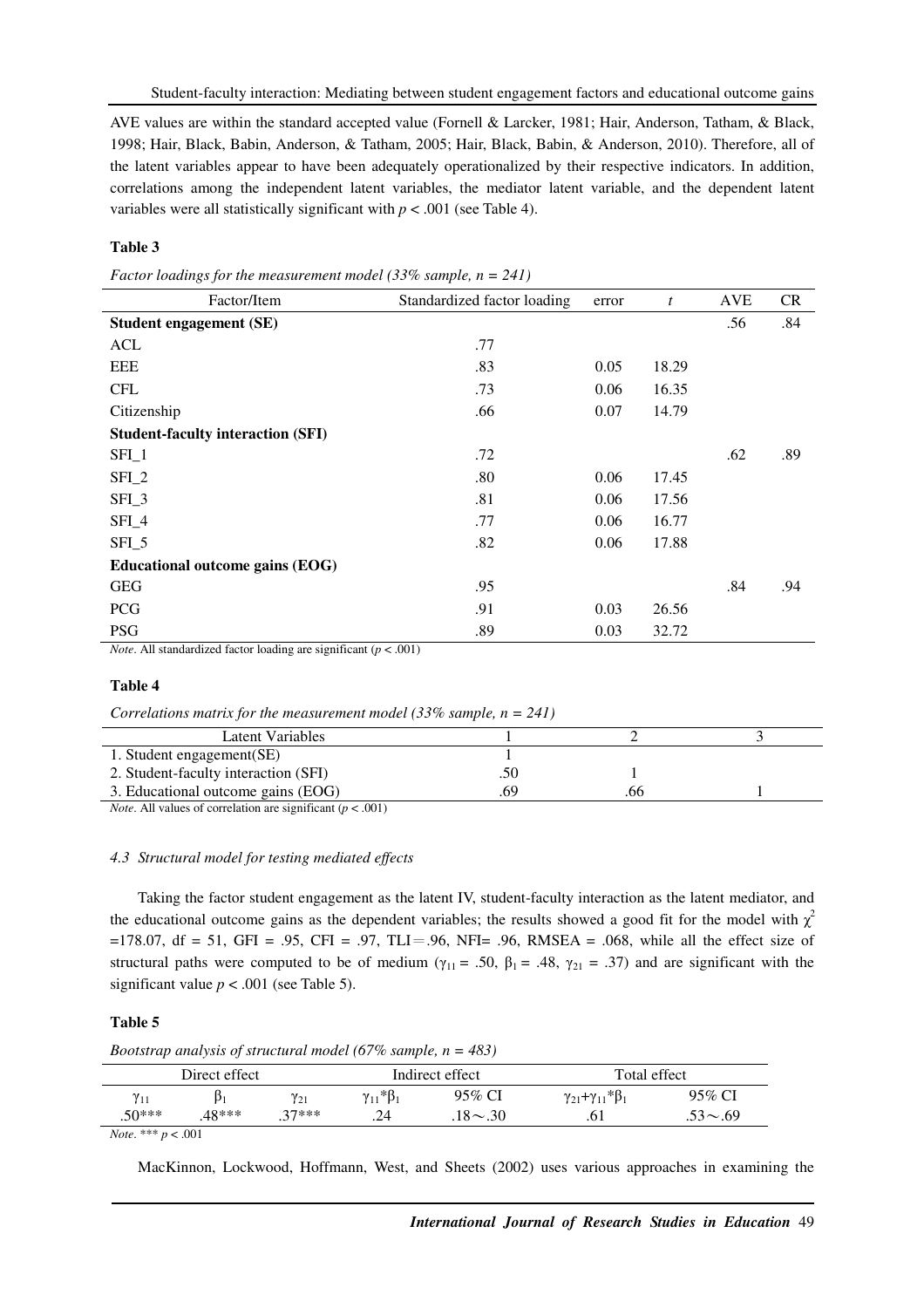AVE values are within the standard accepted value (Fornell & Larcker, 1981; Hair, Anderson, Tatham, & Black, 1998; Hair, Black, Babin, Anderson, & Tatham, 2005; Hair, Black, Babin, & Anderson, 2010). Therefore, all of the latent variables appear to have been adequately operationalized by their respective indicators. In addition, correlations among the independent latent variables, the mediator latent variable, and the dependent latent variables were all statistically significant with $p < .001$ (see Table 4).

**Table 3**

*Factor loadings for the measurement model (33% sample, n = 241)*

| Factor/Item | Standardized factor loading | error | $t$ | AVE | CR |
|---|---|---|---|---|---|
| **Student engagement (SE)** | | | | .56 | .84 |
| ACL | .77 | | | | |
| EEE | .83 | 0.05 | 18.29 | | |
| CFL | .73 | 0.06 | 16.35 | | |
| Citizenship | .66 | 0.07 | 14.79 | | |
| **Student-faculty interaction (SFI)** | | | | | |
| SFI_1 | .72 | | | .62 | .89 |
| SFI_2 | .80 | 0.06 | 17.45 | | |
| SFI_3 | .81 | 0.06 | 17.56 | | |
| SFI_4 | .77 | 0.06 | 16.77 | | |
| SFI_5 | .82 | 0.06 | 17.88 | | |
| **Educational outcome gains (EOG)** | | | | | |
| GEG | .95 | | | .84 | .94 |
| PCG | .91 | 0.03 | 26.56 | | |
| PSG | .89 | 0.03 | 32.72 | | |

*Note*. All standardized factor loading are significant ($p < .001$)

**Table 4**

*Correlations matrix for the measurement model (33% sample, n = 241)*

| Latent Variables | 1 | 2 | 3 |
|---|---|---|---|
| 1. Student engagement(SE) | 1 | | |
| 2. Student-faculty interaction (SFI) | .50 | 1 | |
| 3. Educational outcome gains (EOG) | .69 | .66 | 1 |

*Note*. All values of correlation are significant ($p < .001$)

#### *4.3 Structural model for testing mediated effects*

Taking the factor student engagement as the latent IV, student-faculty interaction as the latent mediator, and the educational outcome gains as the dependent variables; the results showed a good fit for the model with $\chi^2$ =178.07, df = 51, GFI = .95, CFI = .97, TLI = .96, NFI= .96, RMSEA = .068, while all the effect size of structural paths were computed to be of medium ($\gamma_{11}$ = .50, $\beta_1$ = .48, $\gamma_{21}$ = .37) and are significant with the significant value $p < .001$ (see Table 5).

**Table 5**

*Bootstrap analysis of structural model (67% sample, n = 483)*

| Direct effect | | | Indirect effect | | Total effect | |
|---|---|---|---|---|---|---|
| $\gamma_{11}$ | $\beta_1$ | $\gamma_{21}$ | $\gamma_{11}$*$\beta_1$ | 95% CI | $\gamma_{21}$+$\gamma_{11}$*$\beta_1$ | 95% CI |
| .50*** | .48*** | .37*** | .24 | .18～.30 | .61 | .53～.69 |

*Note*. *** $p < .001$

MacKinnon, Lockwood, Hoffmann, West, and Sheets (2002) uses various approaches in examining the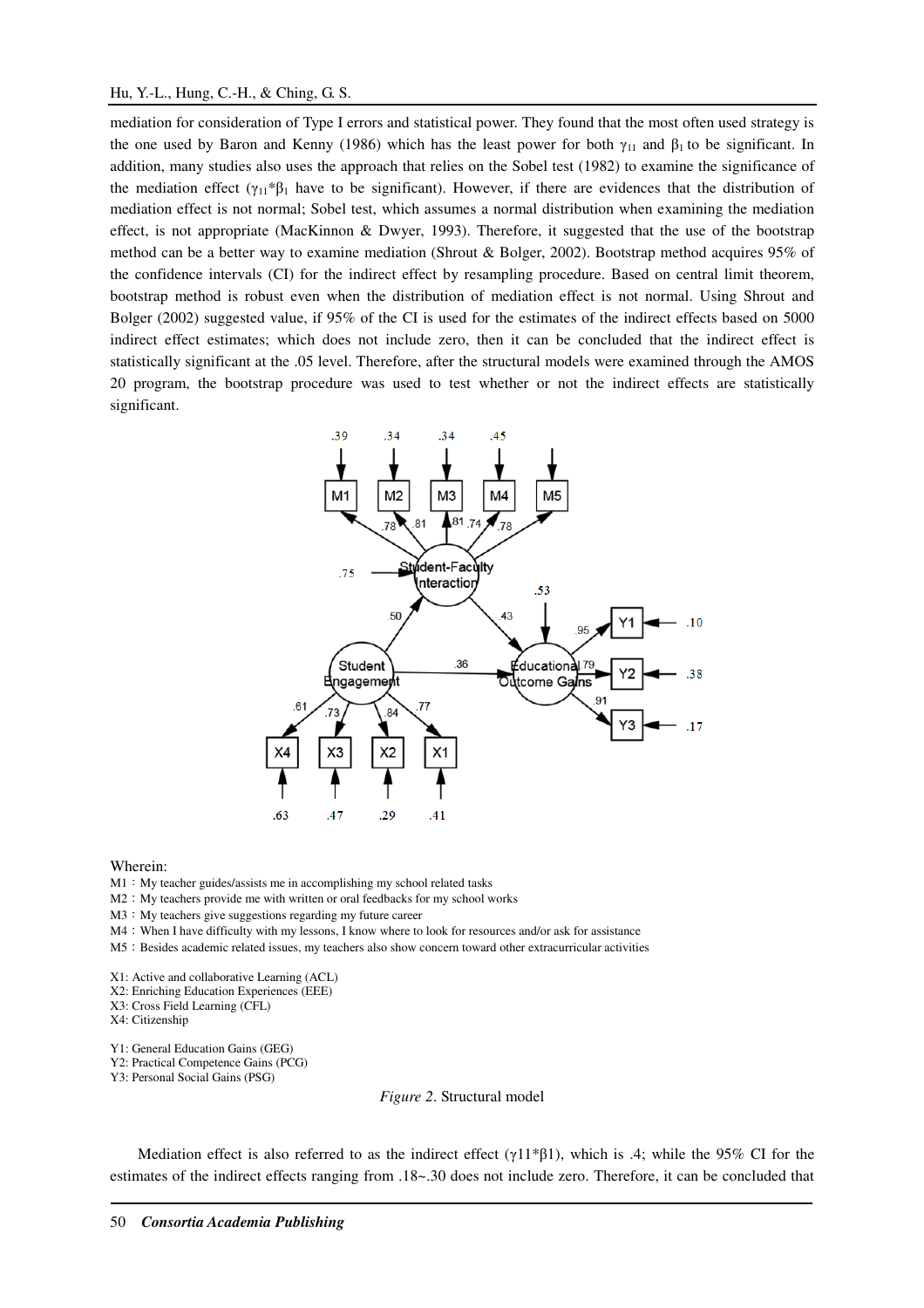mediation for consideration of Type I errors and statistical power. They found that the most often used strategy is the one used by Baron and Kenny (1986) which has the least power for both $\gamma_{11}$ and $\beta_1$ to be significant. In addition, many studies also uses the approach that relies on the Sobel test (1982) to examine the significance of the mediation effect ($\gamma_{11}*\beta_1$ have to be significant). However, if there are evidences that the distribution of mediation effect is not normal; Sobel test, which assumes a normal distribution when examining the mediation effect, is not appropriate (MacKinnon & Dwyer, 1993). Therefore, it suggested that the use of the bootstrap method can be a better way to examine mediation (Shrout & Bolger, 2002). Bootstrap method acquires 95% of the confidence intervals (CI) for the indirect effect by resampling procedure. Based on central limit theorem, bootstrap method is robust even when the distribution of mediation effect is not normal. Using Shrout and Bolger (2002) suggested value, if 95% of the CI is used for the estimates of the indirect effects based on 5000 indirect effect estimates; which does not include zero, then it can be concluded that the indirect effect is statistically significant at the .05 level. Therefore, after the structural models were examined through the AMOS 20 program, the bootstrap procedure was used to test whether or not the indirect effects are statistically significant.

Wherein:

M1：My teacher guides/assists me in accomplishing my school related tasks
M2：My teachers provide me with written or oral feedbacks for my school works
M3：My teachers give suggestions regarding my future career
M4：When I have difficulty with my lessons, I know where to look for resources and/or ask for assistance
M5：Besides academic related issues, my teachers also show concern toward other extracurricular activities

X1: Active and collaborative Learning (ACL)
X2: Enriching Education Experiences (EEE)
X3: Cross Field Learning (CFL)
X4: Citizenship

Y1: General Education Gains (GEG)
Y2: Practical Competence Gains (PCG)
Y3: Personal Social Gains (PSG)

*Figure 2*. Structural model

Mediation effect is also referred to as the indirect effect ($\gamma 11*\beta 1$), which is .4; while the 95% CI for the estimates of the indirect effects ranging from .18~.30 does not include zero. Therefore, it can be concluded that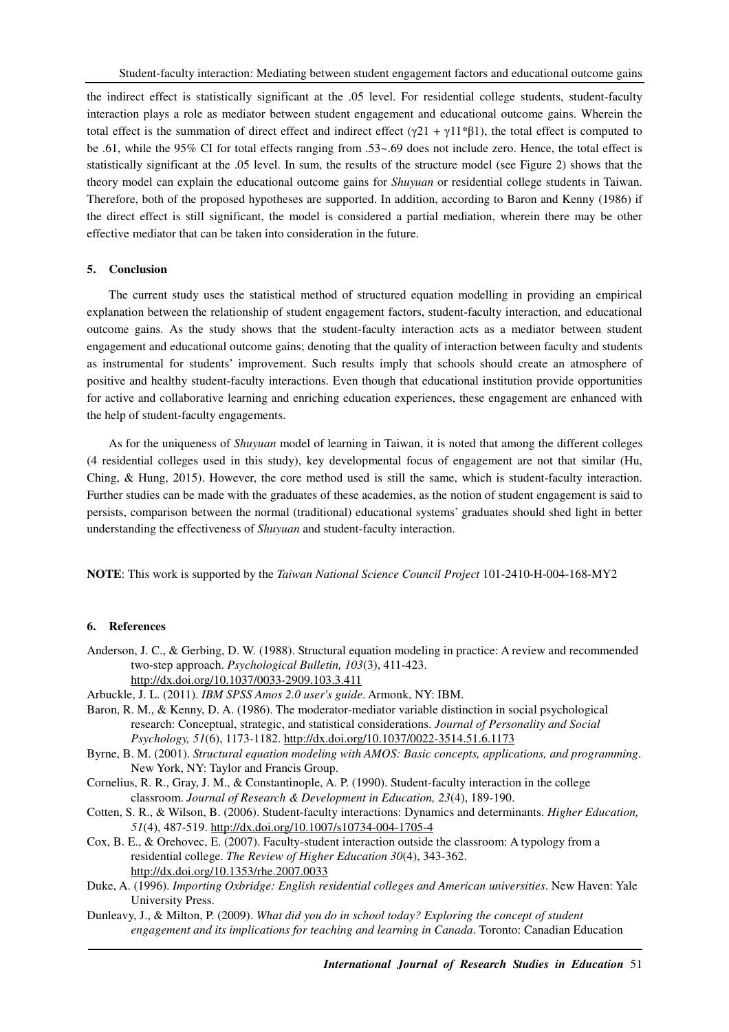the indirect effect is statistically significant at the .05 level. For residential college students, student-faculty interaction plays a role as mediator between student engagement and educational outcome gains. Wherein the total effect is the summation of direct effect and indirect effect ($\gamma21 + \gamma11*\beta1$), the total effect is computed to be .61, while the 95% CI for total effects ranging from .53~.69 does not include zero. Hence, the total effect is statistically significant at the .05 level. In sum, the results of the structure model (see Figure 2) shows that the theory model can explain the educational outcome gains for *Shuyuan* or residential college students in Taiwan. Therefore, both of the proposed hypotheses are supported. In addition, according to Baron and Kenny (1986) if the direct effect is still significant, the model is considered a partial mediation, wherein there may be other effective mediator that can be taken into consideration in the future.

## 5. Conclusion

The current study uses the statistical method of structured equation modelling in providing an empirical explanation between the relationship of student engagement factors, student-faculty interaction, and educational outcome gains. As the study shows that the student-faculty interaction acts as a mediator between student engagement and educational outcome gains; denoting that the quality of interaction between faculty and students as instrumental for students' improvement. Such results imply that schools should create an atmosphere of positive and healthy student-faculty interactions. Even though that educational institution provide opportunities for active and collaborative learning and enriching education experiences, these engagement are enhanced with the help of student-faculty engagements.

As for the uniqueness of *Shuyuan* model of learning in Taiwan, it is noted that among the different colleges (4 residential colleges used in this study), key developmental focus of engagement are not that similar (Hu, Ching, & Hung, 2015). However, the core method used is still the same, which is student-faculty interaction. Further studies can be made with the graduates of these academies, as the notion of student engagement is said to persists, comparison between the normal (traditional) educational systems' graduates should shed light in better understanding the effectiveness of *Shuyuan* and student-faculty interaction.

**NOTE**: This work is supported by the *Taiwan National Science Council Project* 101-2410-H-004-168-MY2

## 6. References

Anderson, J. C., & Gerbing, D. W. (1988). Structural equation modeling in practice: A review and recommended two-step approach. *Psychological Bulletin, 103*(3), 411-423. http://dx.doi.org/10.1037/0033-2909.103.3.411

Arbuckle, J. L. (2011). *IBM SPSS Amos 2.0 user's guide*. Armonk, NY: IBM.

Baron, R. M., & Kenny, D. A. (1986). The moderator-mediator variable distinction in social psychological research: Conceptual, strategic, and statistical considerations. *Journal of Personality and Social Psychology, 51*(6), 1173-1182. http://dx.doi.org/10.1037/0022-3514.51.6.1173

Byrne, B. M. (2001). *Structural equation modeling with AMOS: Basic concepts, applications, and programming*. New York, NY: Taylor and Francis Group.

Cornelius, R. R., Gray, J. M., & Constantinople, A. P. (1990). Student-faculty interaction in the college classroom. *Journal of Research & Development in Education, 23*(4), 189-190.

Cotten, S. R., & Wilson, B. (2006). Student-faculty interactions: Dynamics and determinants. *Higher Education, 51*(4), 487-519. http://dx.doi.org/10.1007/s10734-004-1705-4

Cox, B. E., & Orehovec, E. (2007). Faculty-student interaction outside the classroom: A typology from a residential college. *The Review of Higher Education 30*(4), 343-362. http://dx.doi.org/10.1353/rhe.2007.0033

Duke, A. (1996). *Importing Oxbridge: English residential colleges and American universities*. New Haven: Yale University Press.

Dunleavy, J., & Milton, P. (2009). *What did you do in school today? Exploring the concept of student engagement and its implications for teaching and learning in Canada*. Toronto: Canadian Education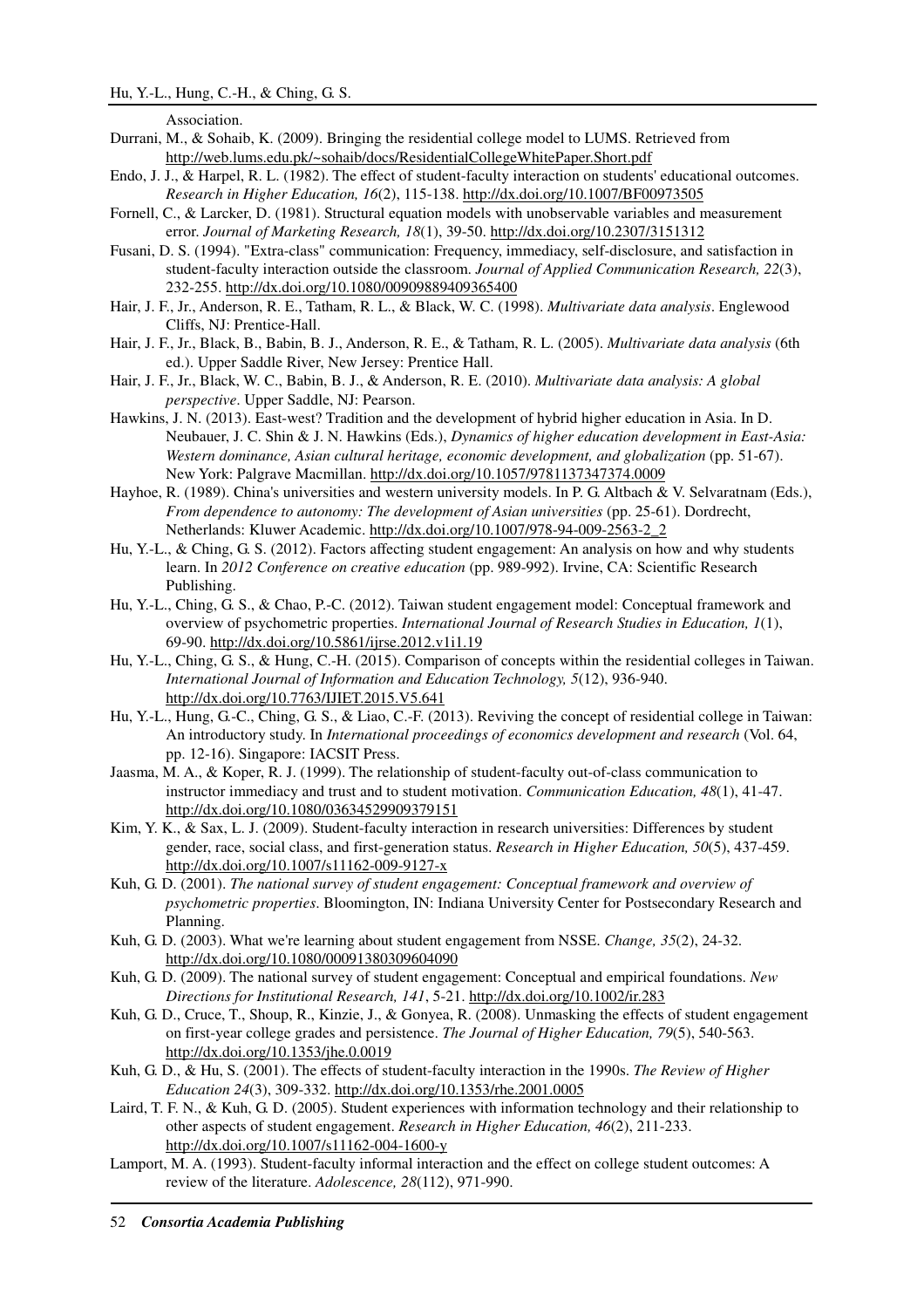Association.

Durrani, M., & Sohaib, K. (2009). Bringing the residential college model to LUMS. Retrieved from http://web.lums.edu.pk/~sohaib/docs/ResidentialCollegeWhitePaper.Short.pdf

Endo, J. J., & Harpel, R. L. (1982). The effect of student-faculty interaction on students' educational outcomes. *Research in Higher Education, 16*(2), 115-138. http://dx.doi.org/10.1007/BF00973505

Fornell, C., & Larcker, D. (1981). Structural equation models with unobservable variables and measurement error. *Journal of Marketing Research, 18*(1), 39-50. http://dx.doi.org/10.2307/3151312

Fusani, D. S. (1994). "Extra-class" communication: Frequency, immediacy, self-disclosure, and satisfaction in student-faculty interaction outside the classroom. *Journal of Applied Communication Research, 22*(3), 232-255. http://dx.doi.org/10.1080/00909889409365400

Hair, J. F., Jr., Anderson, R. E., Tatham, R. L., & Black, W. C. (1998). *Multivariate data analysis*. Englewood Cliffs, NJ: Prentice-Hall.

Hair, J. F., Jr., Black, B., Babin, B. J., Anderson, R. E., & Tatham, R. L. (2005). *Multivariate data analysis* (6th ed.). Upper Saddle River, New Jersey: Prentice Hall.

Hair, J. F., Jr., Black, W. C., Babin, B. J., & Anderson, R. E. (2010). *Multivariate data analysis: A global perspective*. Upper Saddle, NJ: Pearson.

Hawkins, J. N. (2013). East-west? Tradition and the development of hybrid higher education in Asia. In D. Neubauer, J. C. Shin & J. N. Hawkins (Eds.), *Dynamics of higher education development in East-Asia: Western dominance, Asian cultural heritage, economic development, and globalization* (pp. 51-67). New York: Palgrave Macmillan. http://dx.doi.org/10.1057/9781137347374.0009

Hayhoe, R. (1989). China's universities and western university models. In P. G. Altbach & V. Selvaratnam (Eds.), *From dependence to autonomy: The development of Asian universities* (pp. 25-61). Dordrecht, Netherlands: Kluwer Academic. http://dx.doi.org/10.1007/978-94-009-2563-2_2

Hu, Y.-L., & Ching, G. S. (2012). Factors affecting student engagement: An analysis on how and why students learn. In *2012 Conference on creative education* (pp. 989-992). Irvine, CA: Scientific Research Publishing.

Hu, Y.-L., Ching, G. S., & Chao, P.-C. (2012). Taiwan student engagement model: Conceptual framework and overview of psychometric properties. *International Journal of Research Studies in Education, 1*(1), 69-90. http://dx.doi.org/10.5861/ijrse.2012.v1i1.19

Hu, Y.-L., Ching, G. S., & Hung, C.-H. (2015). Comparison of concepts within the residential colleges in Taiwan. *International Journal of Information and Education Technology, 5*(12), 936-940. http://dx.doi.org/10.7763/IJIET.2015.V5.641

Hu, Y.-L., Hung, G.-C., Ching, G. S., & Liao, C.-F. (2013). Reviving the concept of residential college in Taiwan: An introductory study. In *International proceedings of economics development and research* (Vol. 64, pp. 12-16). Singapore: IACSIT Press.

Jaasma, M. A., & Koper, R. J. (1999). The relationship of student-faculty out-of-class communication to instructor immediacy and trust and to student motivation. *Communication Education, 48*(1), 41-47. http://dx.doi.org/10.1080/03634529909379151

Kim, Y. K., & Sax, L. J. (2009). Student-faculty interaction in research universities: Differences by student gender, race, social class, and first-generation status. *Research in Higher Education, 50*(5), 437-459. http://dx.doi.org/10.1007/s11162-009-9127-x

Kuh, G. D. (2001). *The national survey of student engagement: Conceptual framework and overview of psychometric properties*. Bloomington, IN: Indiana University Center for Postsecondary Research and Planning.

Kuh, G. D. (2003). What we're learning about student engagement from NSSE. *Change, 35*(2), 24-32. http://dx.doi.org/10.1080/00091380309604090

Kuh, G. D. (2009). The national survey of student engagement: Conceptual and empirical foundations. *New Directions for Institutional Research, 141*, 5-21. http://dx.doi.org/10.1002/ir.283

Kuh, G. D., Cruce, T., Shoup, R., Kinzie, J., & Gonyea, R. (2008). Unmasking the effects of student engagement on first-year college grades and persistence. *The Journal of Higher Education, 79*(5), 540-563. http://dx.doi.org/10.1353/jhe.0.0019

Kuh, G. D., & Hu, S. (2001). The effects of student-faculty interaction in the 1990s. *The Review of Higher Education 24*(3), 309-332. http://dx.doi.org/10.1353/rhe.2001.0005

Laird, T. F. N., & Kuh, G. D. (2005). Student experiences with information technology and their relationship to other aspects of student engagement. *Research in Higher Education, 46*(2), 211-233. http://dx.doi.org/10.1007/s11162-004-1600-y

Lamport, M. A. (1993). Student-faculty informal interaction and the effect on college student outcomes: A review of the literature. *Adolescence, 28*(112), 971-990.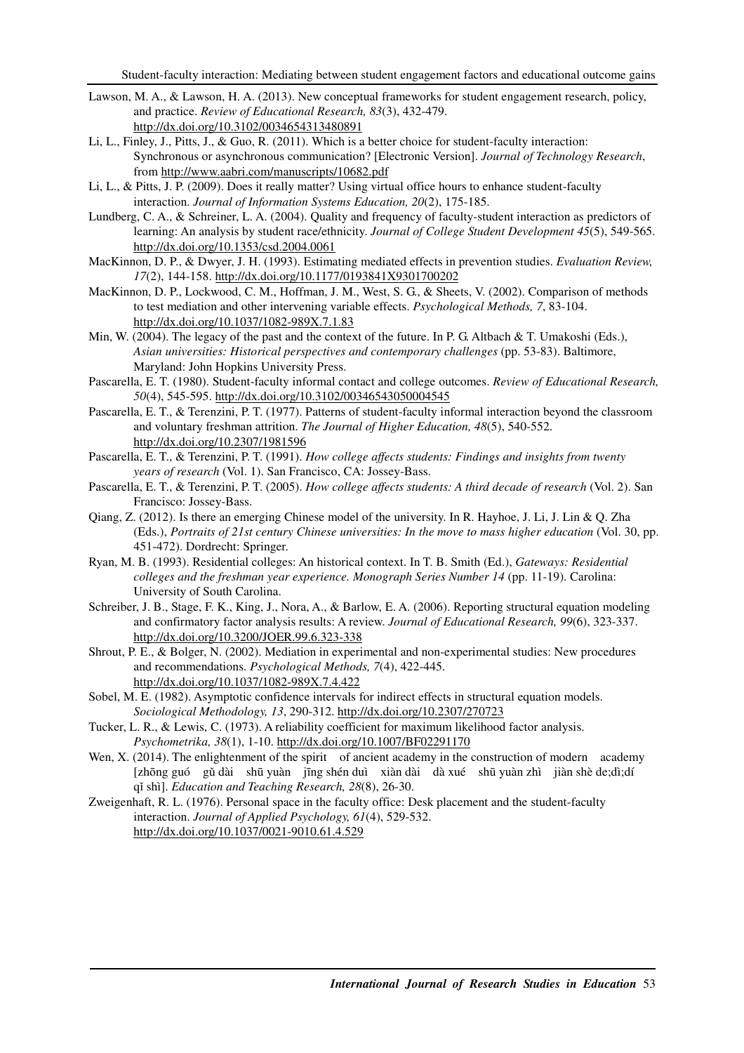Lawson, M. A., & Lawson, H. A. (2013). New conceptual frameworks for student engagement research, policy, and practice. *Review of Educational Research, 83*(3), 432-479. http://dx.doi.org/10.3102/0034654313480891

Li, L., Finley, J., Pitts, J., & Guo, R. (2011). Which is a better choice for student-faculty interaction: Synchronous or asynchronous communication? [Electronic Version]. *Journal of Technology Research*, from http://www.aabri.com/manuscripts/10682.pdf

Li, L., & Pitts, J. P. (2009). Does it really matter? Using virtual office hours to enhance student-faculty interaction. *Journal of Information Systems Education, 20*(2), 175-185.

Lundberg, C. A., & Schreiner, L. A. (2004). Quality and frequency of faculty-student interaction as predictors of learning: An analysis by student race/ethnicity. *Journal of College Student Development 45*(5), 549-565. http://dx.doi.org/10.1353/csd.2004.0061

MacKinnon, D. P., & Dwyer, J. H. (1993). Estimating mediated effects in prevention studies. *Evaluation Review, 17*(2), 144-158. http://dx.doi.org/10.1177/0193841X9301700202

MacKinnon, D. P., Lockwood, C. M., Hoffman, J. M., West, S. G., & Sheets, V. (2002). Comparison of methods to test mediation and other intervening variable effects. *Psychological Methods, 7*, 83-104. http://dx.doi.org/10.1037/1082-989X.7.1.83

Min, W. (2004). The legacy of the past and the context of the future. In P. G. Altbach & T. Umakoshi (Eds.), *Asian universities: Historical perspectives and contemporary challenges* (pp. 53-83). Baltimore, Maryland: John Hopkins University Press.

Pascarella, E. T. (1980). Student-faculty informal contact and college outcomes. *Review of Educational Research, 50*(4), 545-595. http://dx.doi.org/10.3102/00346543050004545

Pascarella, E. T., & Terenzini, P. T. (1977). Patterns of student-faculty informal interaction beyond the classroom and voluntary freshman attrition. *The Journal of Higher Education, 48*(5), 540-552. http://dx.doi.org/10.2307/1981596

Pascarella, E. T., & Terenzini, P. T. (1991). *How college affects students: Findings and insights from twenty years of research* (Vol. 1). San Francisco, CA: Jossey-Bass.

Pascarella, E. T., & Terenzini, P. T. (2005). *How college affects students: A third decade of research* (Vol. 2). San Francisco: Jossey-Bass.

Qiang, Z. (2012). Is there an emerging Chinese model of the university. In R. Hayhoe, J. Li, J. Lin & Q. Zha (Eds.), *Portraits of 21st century Chinese universities: In the move to mass higher education* (Vol. 30, pp. 451-472). Dordrecht: Springer.

Ryan, M. B. (1993). Residential colleges: An historical context. In T. B. Smith (Ed.), *Gateways: Residential colleges and the freshman year experience. Monograph Series Number 14* (pp. 11-19). Carolina: University of South Carolina.

Schreiber, J. B., Stage, F. K., King, J., Nora, A., & Barlow, E. A. (2006). Reporting structural equation modeling and confirmatory factor analysis results: A review. *Journal of Educational Research, 99*(6), 323-337. http://dx.doi.org/10.3200/JOER.99.6.323-338

Shrout, P. E., & Bolger, N. (2002). Mediation in experimental and non-experimental studies: New procedures and recommendations. *Psychological Methods, 7*(4), 422-445. http://dx.doi.org/10.1037/1082-989X.7.4.422

Sobel, M. E. (1982). Asymptotic confidence intervals for indirect effects in structural equation models. *Sociological Methodology, 13*, 290-312. http://dx.doi.org/10.2307/270723

Tucker, L. R., & Lewis, C. (1973). A reliability coefficient for maximum likelihood factor analysis. *Psychometrika, 38*(1), 1-10. http://dx.doi.org/10.1007/BF02291170

Wen, X. (2014). The enlightenment of the spirit of ancient academy in the construction of modern academy [zhōng guó gǔ dài shū yuàn jīng shén duì xiàn dài dà xué shū yuàn zhì jiàn shè de;dì;dí qǐ shì]. *Education and Teaching Research, 28*(8), 26-30.

Zweigenhaft, R. L. (1976). Personal space in the faculty office: Desk placement and the student-faculty interaction. *Journal of Applied Psychology, 61*(4), 529-532. http://dx.doi.org/10.1037/0021-9010.61.4.529